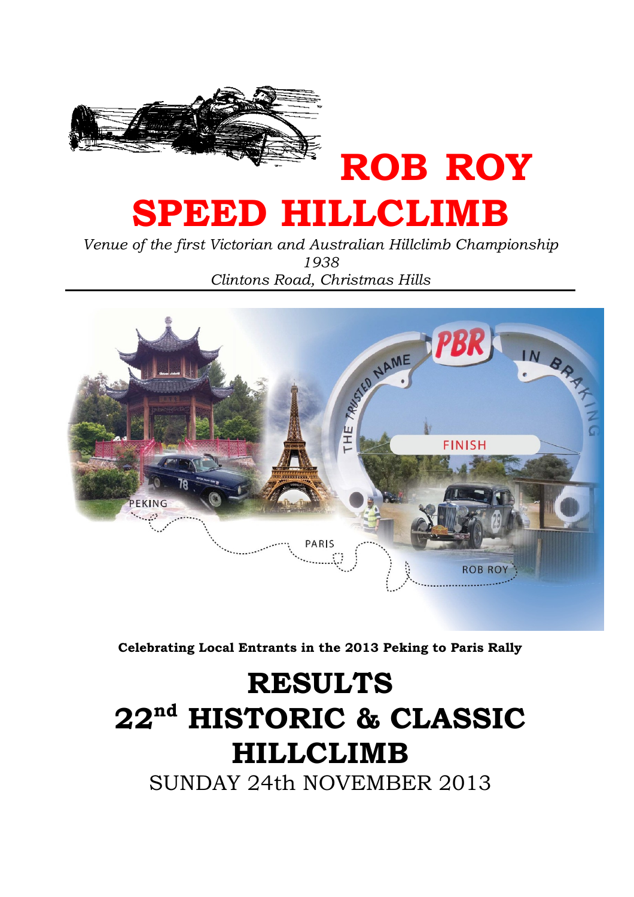# ROB ROY SPEED HILLCLIMB

*Venue of the first Victorian and Australian Hillclimb Championship 1938*
*Clintons Road, Christmas Hills*

**Celebrating Local Entrants in the 2013 Peking to Paris Rally**

# RESULTS
# 22nd HISTORIC & CLASSIC HILLCLIMB

SUNDAY 24th NOVEMBER 2013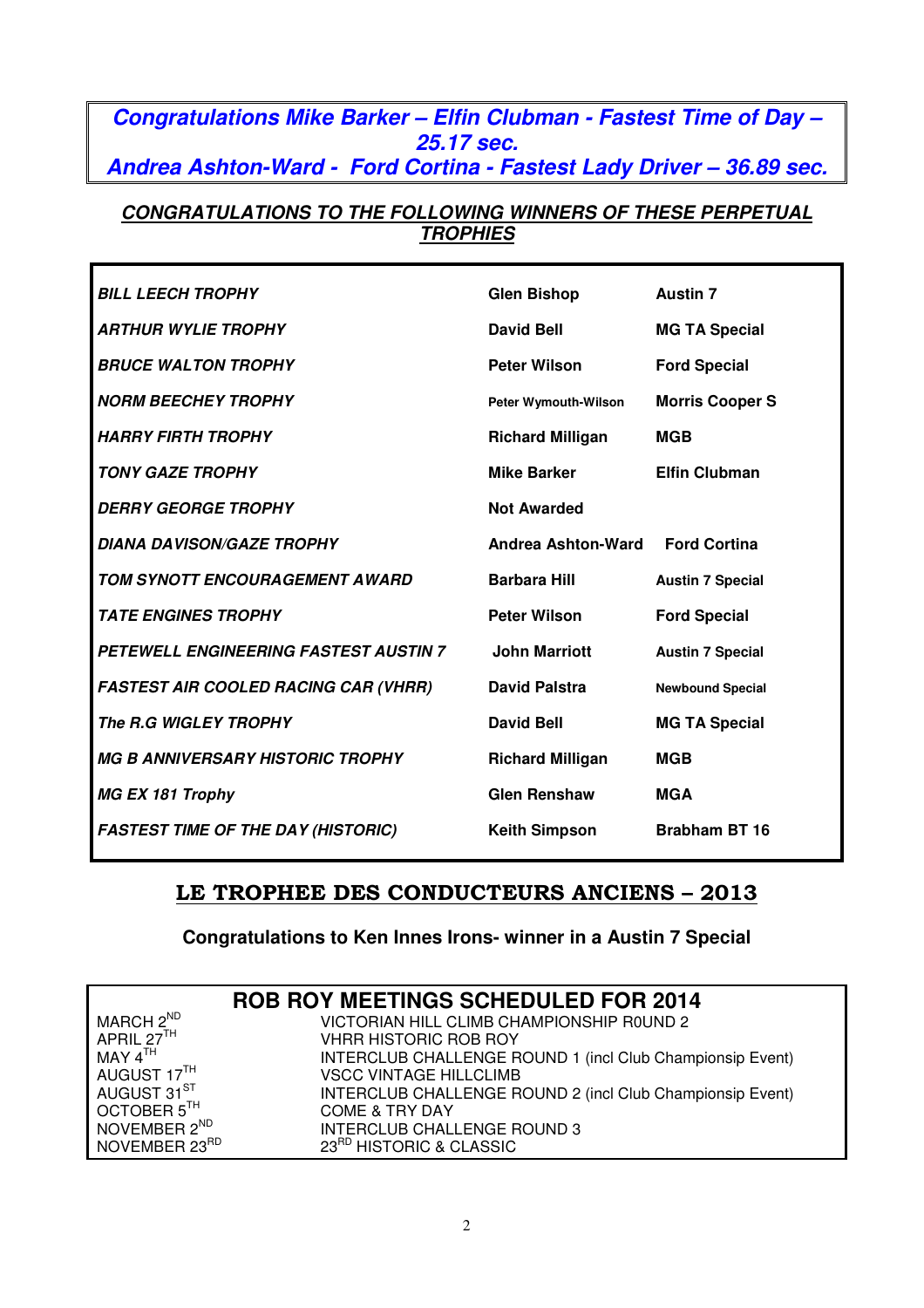**_Congratulations Mike Barker – Elfin Clubman - Fastest Time of Day – 25.17 sec._**
**_Andrea Ashton-Ward - Ford Cortina - Fastest Lady Driver – 36.89 sec._**

## _CONGRATULATIONS TO THE FOLLOWING WINNERS OF THESE PERPETUAL TROPHIES_

| | | |
|---|---|---|
| ***BILL LEECH TROPHY*** | **Glen Bishop** | **Austin 7** |
| ***ARTHUR WYLIE TROPHY*** | **David Bell** | **MG TA Special** |
| ***BRUCE WALTON TROPHY*** | **Peter Wilson** | **Ford Special** |
| ***NORM BEECHEY TROPHY*** | **Peter Wymouth-Wilson** | **Morris Cooper S** |
| ***HARRY FIRTH TROPHY*** | **Richard Milligan** | **MGB** |
| ***TONY GAZE TROPHY*** | **Mike Barker** | **Elfin Clubman** |
| ***DERRY GEORGE TROPHY*** | **Not Awarded** | |
| ***DIANA DAVISON/GAZE TROPHY*** | **Andrea Ashton-Ward** | **Ford Cortina** |
| ***TOM SYNOTT ENCOURAGEMENT AWARD*** | **Barbara Hill** | **Austin 7 Special** |
| ***TATE ENGINES TROPHY*** | **Peter Wilson** | **Ford Special** |
| ***PETEWELL ENGINEERING FASTEST AUSTIN 7*** | **John Marriott** | **Austin 7 Special** |
| ***FASTEST AIR COOLED RACING CAR (VHRR)*** | **David Palstra** | **Newbound Special** |
| ***The R.G WIGLEY TROPHY*** | **David Bell** | **MG TA Special** |
| ***MG B ANNIVERSARY HISTORIC TROPHY*** | **Richard Milligan** | **MGB** |
| ***MG EX 181 Trophy*** | **Glen Renshaw** | **MGA** |
| ***FASTEST TIME OF THE DAY (HISTORIC)*** | **Keith Simpson** | **Brabham BT 16** |

## LE TROPHEE DES CONDUCTEURS ANCIENS – 2013

**Congratulations to Ken Innes Irons- winner in a Austin 7 Special**

## ROB ROY MEETINGS SCHEDULED FOR 2014

| | |
|---|---|
| MARCH 2ND | VICTORIAN HILL CLIMB CHAMPIONSHIP R0UND 2 |
| APRIL 27TH | VHRR HISTORIC ROB ROY |
| MAY 4TH | INTERCLUB CHALLENGE ROUND 1 (incl Club Championsip Event) |
| AUGUST 17TH | VSCC VINTAGE HILLCLIMB |
| AUGUST 31ST | INTERCLUB CHALLENGE ROUND 2 (incl Club Championsip Event) |
| OCTOBER 5TH | COME & TRY DAY |
| NOVEMBER 2ND | INTERCLUB CHALLENGE ROUND 3 |
| NOVEMBER 23RD | 23RD HISTORIC & CLASSIC |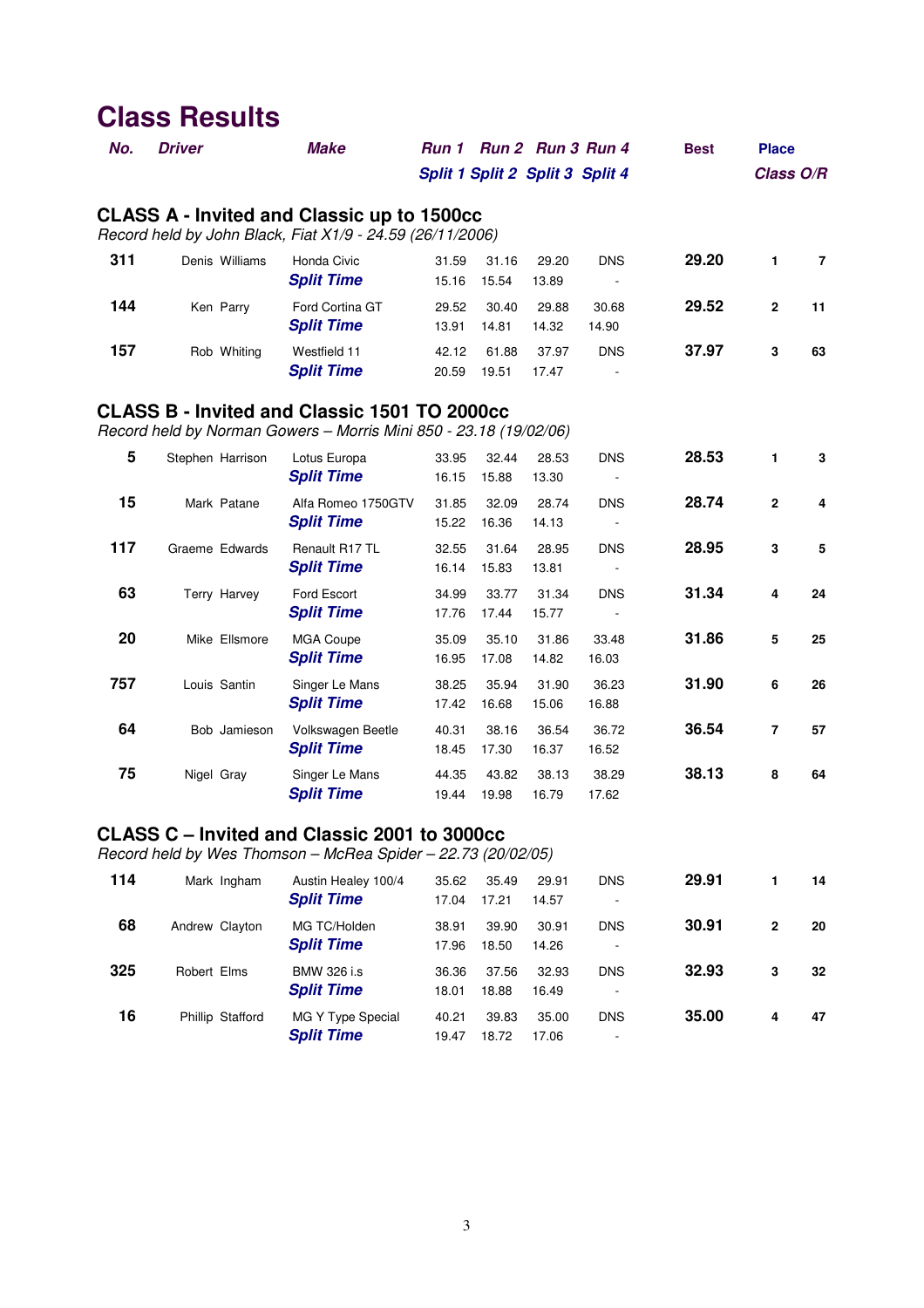# Class Results

| No. | Driver | Make | Run 1 / Split 1 | Run 2 / Split 2 | Run 3 / Split 3 | Run 4 / Split 4 | Best | Place Class | Place O/R |
|---|---|---|---|---|---|---|---|---|---|

## CLASS A - Invited and Classic up to 1500cc

*Record held by John Black, Fiat X1/9 - 24.59 (26/11/2006)*

| No. | Driver | Make | Run 1 | Run 2 | Run 3 | Run 4 | Best | Class | O/R |
|---|---|---|---|---|---|---|---|---|---|
| 311 | Denis Williams | Honda Civic | 31.59 | 31.16 | 29.20 | DNS | 29.20 | 1 | 7 |
| | | ***Split Time*** | 15.16 | 15.54 | 13.89 | - | | | |
| 144 | Ken Parry | Ford Cortina GT | 29.52 | 30.40 | 29.88 | 30.68 | 29.52 | 2 | 11 |
| | | ***Split Time*** | 13.91 | 14.81 | 14.32 | 14.90 | | | |
| 157 | Rob Whiting | Westfield 11 | 42.12 | 61.88 | 37.97 | DNS | 37.97 | 3 | 63 |
| | | ***Split Time*** | 20.59 | 19.51 | 17.47 | - | | | |

## CLASS B - Invited and Classic 1501 TO 2000cc

*Record held by Norman Gowers – Morris Mini 850 - 23.18 (19/02/06)*

| No. | Driver | Make | Run 1 | Run 2 | Run 3 | Run 4 | Best | Class | O/R |
|---|---|---|---|---|---|---|---|---|---|
| 5 | Stephen Harrison | Lotus Europa | 33.95 | 32.44 | 28.53 | DNS | 28.53 | 1 | 3 |
| | | ***Split Time*** | 16.15 | 15.88 | 13.30 | - | | | |
| 15 | Mark Patane | Alfa Romeo 1750GTV | 31.85 | 32.09 | 28.74 | DNS | 28.74 | 2 | 4 |
| | | ***Split Time*** | 15.22 | 16.36 | 14.13 | - | | | |
| 117 | Graeme Edwards | Renault R17 TL | 32.55 | 31.64 | 28.95 | DNS | 28.95 | 3 | 5 |
| | | ***Split Time*** | 16.14 | 15.83 | 13.81 | - | | | |
| 63 | Terry Harvey | Ford Escort | 34.99 | 33.77 | 31.34 | DNS | 31.34 | 4 | 24 |
| | | ***Split Time*** | 17.76 | 17.44 | 15.77 | - | | | |
| 20 | Mike Ellsmore | MGA Coupe | 35.09 | 35.10 | 31.86 | 33.48 | 31.86 | 5 | 25 |
| | | ***Split Time*** | 16.95 | 17.08 | 14.82 | 16.03 | | | |
| 757 | Louis Santin | Singer Le Mans | 38.25 | 35.94 | 31.90 | 36.23 | 31.90 | 6 | 26 |
| | | ***Split Time*** | 17.42 | 16.68 | 15.06 | 16.88 | | | |
| 64 | Bob Jamieson | Volkswagen Beetle | 40.31 | 38.16 | 36.54 | 36.72 | 36.54 | 7 | 57 |
| | | ***Split Time*** | 18.45 | 17.30 | 16.37 | 16.52 | | | |
| 75 | Nigel Gray | Singer Le Mans | 44.35 | 43.82 | 38.13 | 38.29 | 38.13 | 8 | 64 |
| | | ***Split Time*** | 19.44 | 19.98 | 16.79 | 17.62 | | | |

## CLASS C – Invited and Classic 2001 to 3000cc

*Record held by Wes Thomson – McRea Spider – 22.73 (20/02/05)*

| No. | Driver | Make | Run 1 | Run 2 | Run 3 | Run 4 | Best | Class | O/R |
|---|---|---|---|---|---|---|---|---|---|
| 114 | Mark Ingham | Austin Healey 100/4 | 35.62 | 35.49 | 29.91 | DNS | 29.91 | 1 | 14 |
| | | ***Split Time*** | 17.04 | 17.21 | 14.57 | - | | | |
| 68 | Andrew Clayton | MG TC/Holden | 38.91 | 39.90 | 30.91 | DNS | 30.91 | 2 | 20 |
| | | ***Split Time*** | 17.96 | 18.50 | 14.26 | - | | | |
| 325 | Robert Elms | BMW 326 i.s | 36.36 | 37.56 | 32.93 | DNS | 32.93 | 3 | 32 |
| | | ***Split Time*** | 18.01 | 18.88 | 16.49 | - | | | |
| 16 | Phillip Stafford | MG Y Type Special | 40.21 | 39.83 | 35.00 | DNS | 35.00 | 4 | 47 |
| | | ***Split Time*** | 19.47 | 18.72 | 17.06 | - | | | |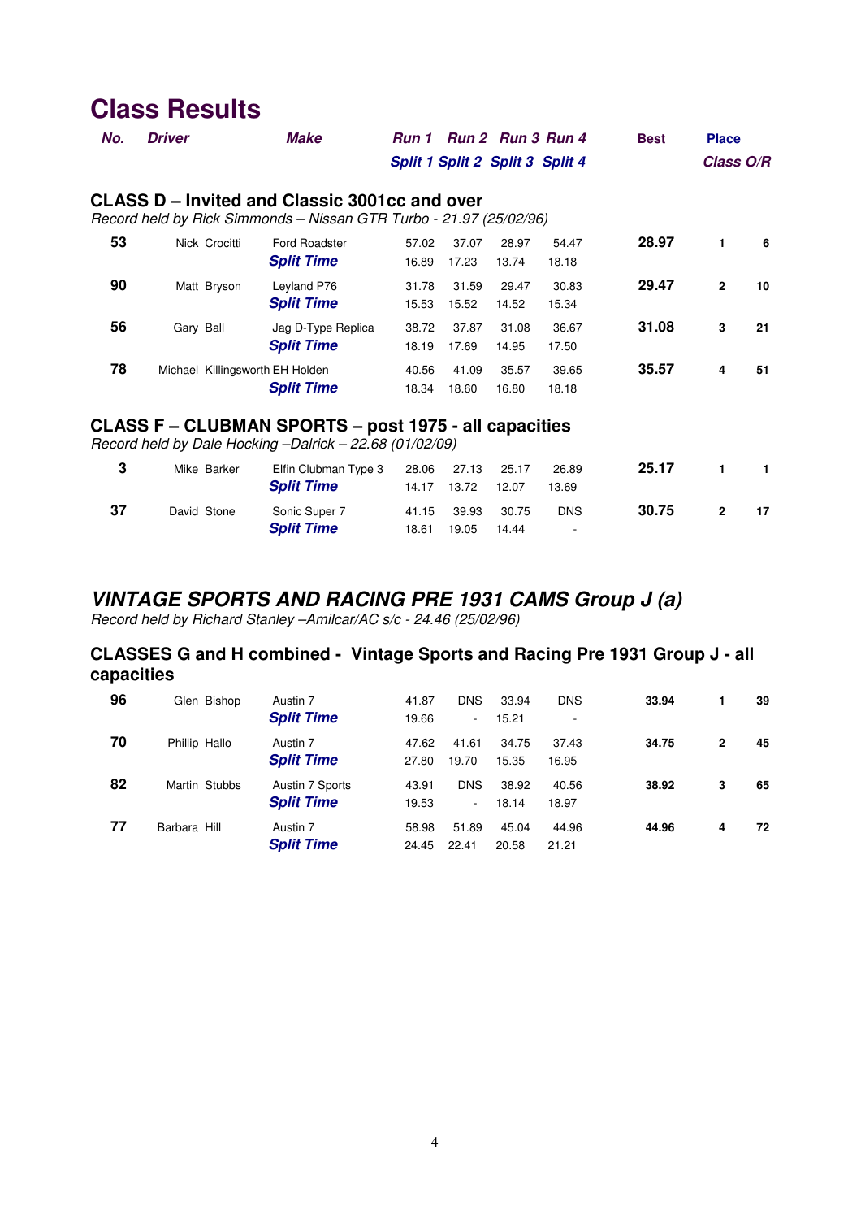# Class Results

| No. | Driver | Make | Run 1 / Split 1 | Run 2 / Split 2 | Run 3 / Split 3 | Run 4 / Split 4 | Best | Place Class | O/R |
|---|---|---|---|---|---|---|---|---|---|

## CLASS D – Invited and Classic 3001cc and over

*Record held by Rick Simmonds – Nissan GTR Turbo - 21.97 (25/02/96)*

| No. | Driver | Make | Run 1 / Split 1 | Run 2 / Split 2 | Run 3 / Split 3 | Run 4 / Split 4 | Best | Class | O/R |
|---|---|---|---|---|---|---|---|---|---|
| **53** | Nick Crocitti | Ford Roadster | 57.02 | 37.07 | 28.97 | 54.47 | **28.97** | **1** | **6** |
| | | ***Split Time*** | 16.89 | 17.23 | 13.74 | 18.18 | | | |
| **90** | Matt Bryson | Leyland P76 | 31.78 | 31.59 | 29.47 | 30.83 | **29.47** | **2** | **10** |
| | | ***Split Time*** | 15.53 | 15.52 | 14.52 | 15.34 | | | |
| **56** | Gary Ball | Jag D-Type Replica | 38.72 | 37.87 | 31.08 | 36.67 | **31.08** | **3** | **21** |
| | | ***Split Time*** | 18.19 | 17.69 | 14.95 | 17.50 | | | |
| **78** | Michael Killingsworth | EH Holden | 40.56 | 41.09 | 35.57 | 39.65 | **35.57** | **4** | **51** |
| | | ***Split Time*** | 18.34 | 18.60 | 16.80 | 18.18 | | | |

## CLASS F – CLUBMAN SPORTS – post 1975 - all capacities

*Record held by Dale Hocking –Dalrick – 22.68 (01/02/09)*

| No. | Driver | Make | Run 1 / Split 1 | Run 2 / Split 2 | Run 3 / Split 3 | Run 4 / Split 4 | Best | Class | O/R |
|---|---|---|---|---|---|---|---|---|---|
| **3** | Mike Barker | Elfin Clubman Type 3 | 28.06 | 27.13 | 25.17 | 26.89 | **25.17** | **1** | **1** |
| | | ***Split Time*** | 14.17 | 13.72 | 12.07 | 13.69 | | | |
| **37** | David Stone | Sonic Super 7 | 41.15 | 39.93 | 30.75 | DNS | **30.75** | **2** | **17** |
| | | ***Split Time*** | 18.61 | 19.05 | 14.44 | - | | | |

## *VINTAGE SPORTS AND RACING PRE 1931 CAMS Group J (a)*

*Record held by Richard Stanley –Amilcar/AC s/c - 24.46 (25/02/96)*

### CLASSES G and H combined - Vintage Sports and Racing Pre 1931 Group J - all capacities

| No. | Driver | Make | Run 1 / Split 1 | Run 2 / Split 2 | Run 3 / Split 3 | Run 4 / Split 4 | Best | Class | O/R |
|---|---|---|---|---|---|---|---|---|---|
| **96** | Glen Bishop | Austin 7 | 41.87 | DNS | 33.94 | DNS | **33.94** | **1** | **39** |
| | | ***Split Time*** | 19.66 | - | 15.21 | - | | | |
| **70** | Phillip Hallo | Austin 7 | 47.62 | 41.61 | 34.75 | 37.43 | **34.75** | **2** | **45** |
| | | ***Split Time*** | 27.80 | 19.70 | 15.35 | 16.95 | | | |
| **82** | Martin Stubbs | Austin 7 Sports | 43.91 | DNS | 38.92 | 40.56 | **38.92** | **3** | **65** |
| | | ***Split Time*** | 19.53 | - | 18.14 | 18.97 | | | |
| **77** | Barbara Hill | Austin 7 | 58.98 | 51.89 | 45.04 | 44.96 | **44.96** | **4** | **72** |
| | | ***Split Time*** | 24.45 | 22.41 | 20.58 | 21.21 | | | |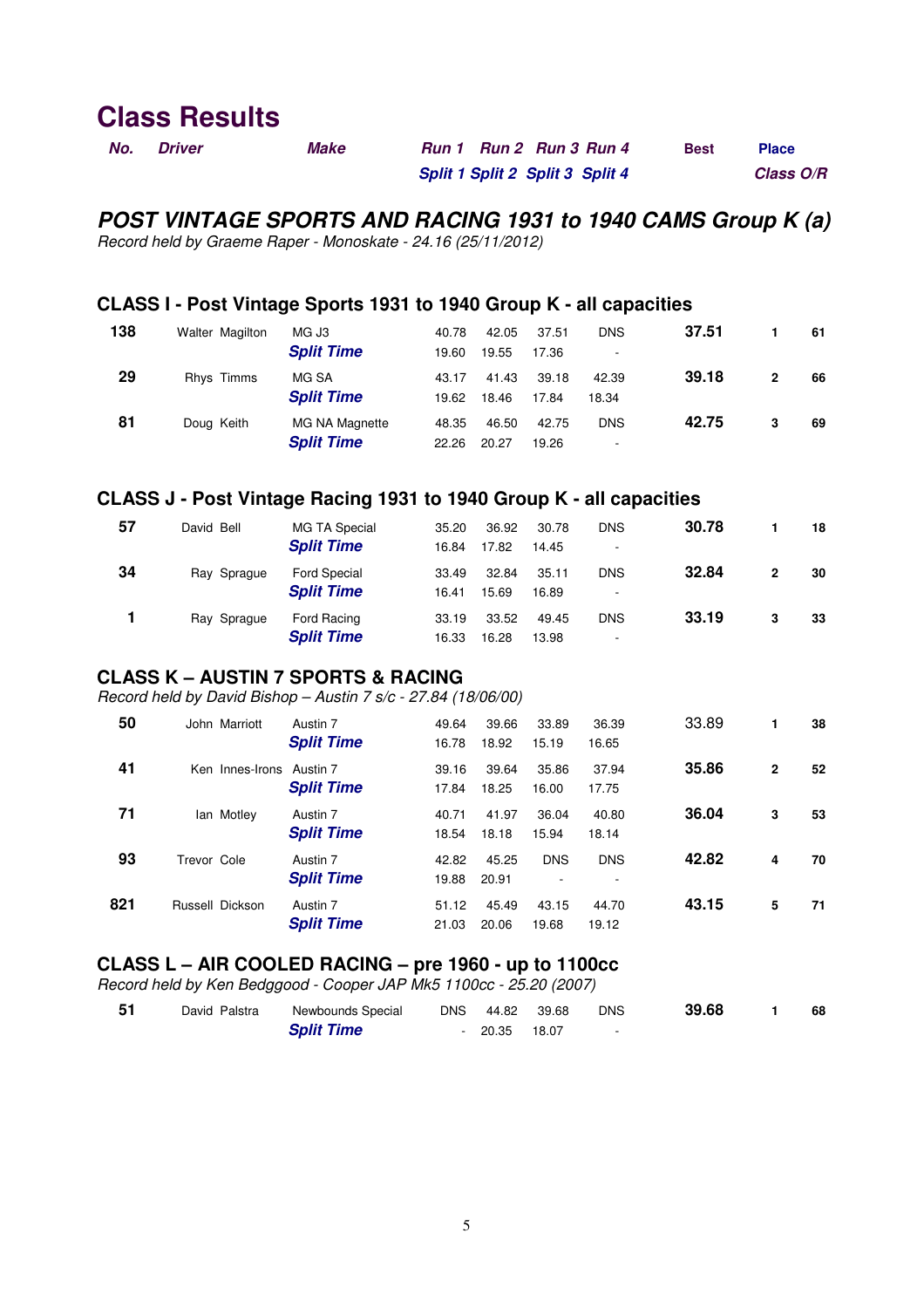# Class Results

| No. | Driver | Make | Run 1 / Split 1 | Run 2 / Split 2 | Run 3 / Split 3 | Run 4 / Split 4 | Best | Place Class | O/R |
|---|---|---|---|---|---|---|---|---|---|

## POST VINTAGE SPORTS AND RACING 1931 to 1940 CAMS Group K (a)

*Record held by Graeme Raper - Monoskate - 24.16 (25/11/2012)*

### CLASS I - Post Vintage Sports 1931 to 1940 Group K - all capacities

| No. | Driver | Make | Run 1 | Run 2 | Run 3 | Run 4 | Best | Class | O/R |
|---|---|---|---|---|---|---|---|---|---|
| 138 | Walter Magilton | MG J3 | 40.78 | 42.05 | 37.51 | DNS | 37.51 | 1 | 61 |
| | | *Split Time* | 19.60 | 19.55 | 17.36 | - | | | |
| 29 | Rhys Timms | MG SA | 43.17 | 41.43 | 39.18 | 42.39 | 39.18 | 2 | 66 |
| | | *Split Time* | 19.62 | 18.46 | 17.84 | 18.34 | | | |
| 81 | Doug Keith | MG NA Magnette | 48.35 | 46.50 | 42.75 | DNS | 42.75 | 3 | 69 |
| | | *Split Time* | 22.26 | 20.27 | 19.26 | - | | | |

### CLASS J - Post Vintage Racing 1931 to 1940 Group K - all capacities

| No. | Driver | Make | Run 1 | Run 2 | Run 3 | Run 4 | Best | Class | O/R |
|---|---|---|---|---|---|---|---|---|---|
| 57 | David Bell | MG TA Special | 35.20 | 36.92 | 30.78 | DNS | 30.78 | 1 | 18 |
| | | *Split Time* | 16.84 | 17.82 | 14.45 | - | | | |
| 34 | Ray Sprague | Ford Special | 33.49 | 32.84 | 35.11 | DNS | 32.84 | 2 | 30 |
| | | *Split Time* | 16.41 | 15.69 | 16.89 | - | | | |
| 1 | Ray Sprague | Ford Racing | 33.19 | 33.52 | 49.45 | DNS | 33.19 | 3 | 33 |
| | | *Split Time* | 16.33 | 16.28 | 13.98 | - | | | |

### CLASS K – AUSTIN 7 SPORTS & RACING

*Record held by David Bishop – Austin 7 s/c - 27.84 (18/06/00)*

| No. | Driver | Make | Run 1 | Run 2 | Run 3 | Run 4 | Best | Class | O/R |
|---|---|---|---|---|---|---|---|---|---|
| 50 | John Marriott | Austin 7 | 49.64 | 39.66 | 33.89 | 36.39 | 33.89 | 1 | 38 |
| | | *Split Time* | 16.78 | 18.92 | 15.19 | 16.65 | | | |
| 41 | Ken Innes-Irons | Austin 7 | 39.16 | 39.64 | 35.86 | 37.94 | 35.86 | 2 | 52 |
| | | *Split Time* | 17.84 | 18.25 | 16.00 | 17.75 | | | |
| 71 | Ian Motley | Austin 7 | 40.71 | 41.97 | 36.04 | 40.80 | 36.04 | 3 | 53 |
| | | *Split Time* | 18.54 | 18.18 | 15.94 | 18.14 | | | |
| 93 | Trevor Cole | Austin 7 | 42.82 | 45.25 | DNS | DNS | 42.82 | 4 | 70 |
| | | *Split Time* | 19.88 | 20.91 | - | - | | | |
| 821 | Russell Dickson | Austin 7 | 51.12 | 45.49 | 43.15 | 44.70 | 43.15 | 5 | 71 |
| | | *Split Time* | 21.03 | 20.06 | 19.68 | 19.12 | | | |

### CLASS L – AIR COOLED RACING – pre 1960 - up to 1100cc

*Record held by Ken Bedggood - Cooper JAP Mk5 1100cc - 25.20 (2007)*

| No. | Driver | Make | Run 1 | Run 2 | Run 3 | Run 4 | Best | Class | O/R |
|---|---|---|---|---|---|---|---|---|---|
| 51 | David Palstra | Newbounds Special | DNS | 44.82 | 39.68 | DNS | 39.68 | 1 | 68 |
| | | *Split Time* | - | 20.35 | 18.07 | - | | | |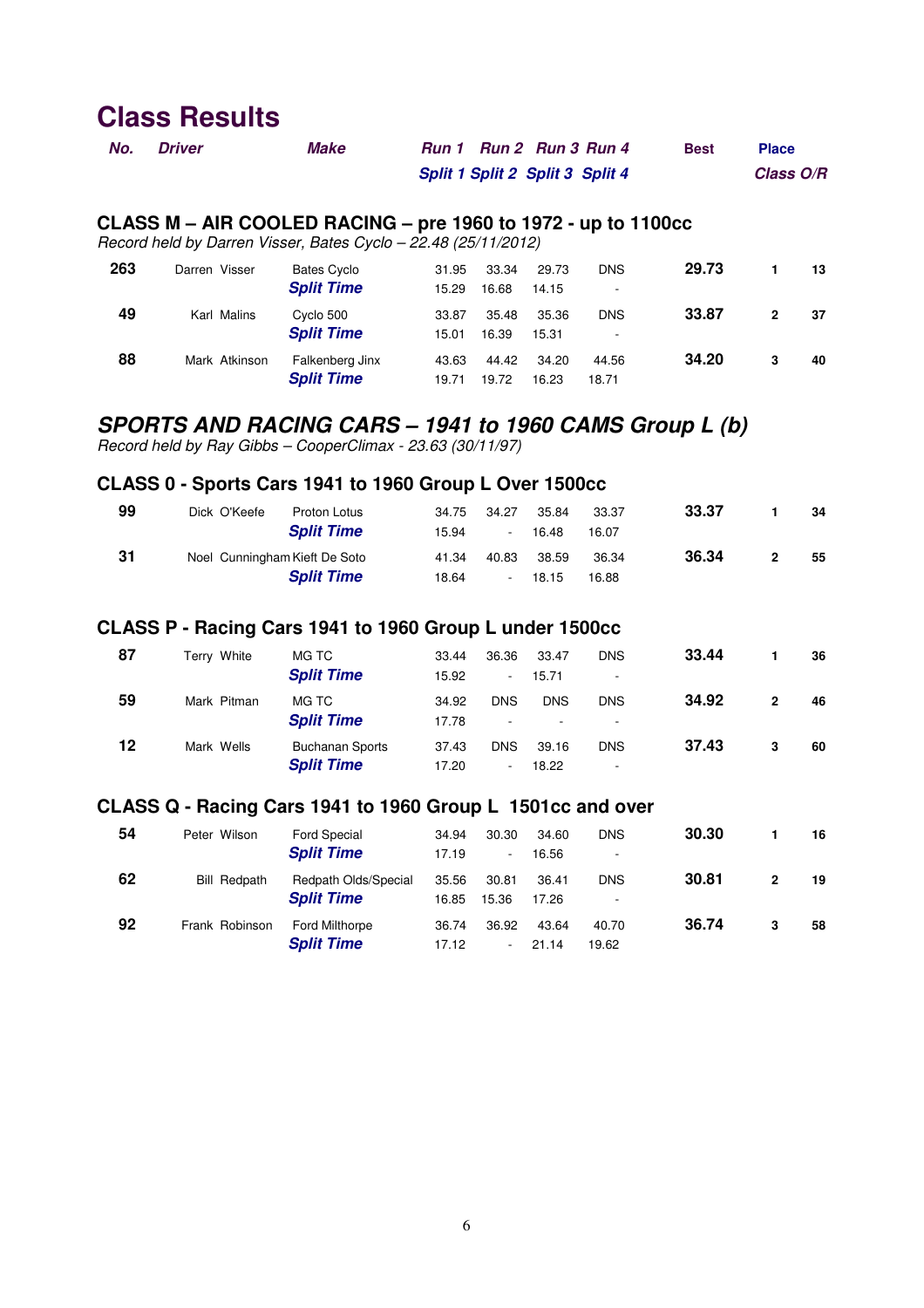# Class Results

| No. | Driver | Make | Run 1 / Split 1 | Run 2 / Split 2 | Run 3 / Split 3 | Run 4 / Split 4 | Best | Place Class | O/R |
|---|---|---|---|---|---|---|---|---|---|

## CLASS M – AIR COOLED RACING – pre 1960 to 1972 - up to 1100cc

*Record held by Darren Visser, Bates Cyclo – 22.48 (25/11/2012)*

| No. | Driver | Make | Run 1 | Run 2 | Run 3 | Run 4 | Best | Class | O/R |
|---|---|---|---|---|---|---|---|---|---|
| 263 | Darren Visser | Bates Cyclo | 31.95 | 33.34 | 29.73 | DNS | 29.73 | 1 | 13 |
| | | *Split Time* | 15.29 | 16.68 | 14.15 | - | | | |
| 49 | Karl Malins | Cyclo 500 | 33.87 | 35.48 | 35.36 | DNS | 33.87 | 2 | 37 |
| | | *Split Time* | 15.01 | 16.39 | 15.31 | - | | | |
| 88 | Mark Atkinson | Falkenberg Jinx | 43.63 | 44.42 | 34.20 | 44.56 | 34.20 | 3 | 40 |
| | | *Split Time* | 19.71 | 19.72 | 16.23 | 18.71 | | | |

## *SPORTS AND RACING CARS – 1941 to 1960 CAMS Group L (b)*

*Record held by Ray Gibbs – CooperClimax - 23.63 (30/11/97)*

### CLASS 0 - Sports Cars 1941 to 1960 Group L Over 1500cc

| No. | Driver | Make | Run 1 | Run 2 | Run 3 | Run 4 | Best | Class | O/R |
|---|---|---|---|---|---|---|---|---|---|
| 99 | Dick O'Keefe | Proton Lotus | 34.75 | 34.27 | 35.84 | 33.37 | 33.37 | 1 | 34 |
| | | *Split Time* | 15.94 | - | 16.48 | 16.07 | | | |
| 31 | Noel Cunningham | Kieft De Soto | 41.34 | 40.83 | 38.59 | 36.34 | 36.34 | 2 | 55 |
| | | *Split Time* | 18.64 | - | 18.15 | 16.88 | | | |

### CLASS P - Racing Cars 1941 to 1960 Group L under 1500cc

| No. | Driver | Make | Run 1 | Run 2 | Run 3 | Run 4 | Best | Class | O/R |
|---|---|---|---|---|---|---|---|---|---|
| 87 | Terry White | MG TC | 33.44 | 36.36 | 33.47 | DNS | 33.44 | 1 | 36 |
| | | *Split Time* | 15.92 | - | 15.71 | - | | | |
| 59 | Mark Pitman | MG TC | 34.92 | DNS | DNS | DNS | 34.92 | 2 | 46 |
| | | *Split Time* | 17.78 | - | - | - | | | |
| 12 | Mark Wells | Buchanan Sports | 37.43 | DNS | 39.16 | DNS | 37.43 | 3 | 60 |
| | | *Split Time* | 17.20 | - | 18.22 | - | | | |

### CLASS Q - Racing Cars 1941 to 1960 Group L 1501cc and over

| No. | Driver | Make | Run 1 | Run 2 | Run 3 | Run 4 | Best | Class | O/R |
|---|---|---|---|---|---|---|---|---|---|
| 54 | Peter Wilson | Ford Special | 34.94 | 30.30 | 34.60 | DNS | 30.30 | 1 | 16 |
| | | *Split Time* | 17.19 | - | 16.56 | - | | | |
| 62 | Bill Redpath | Redpath Olds/Special | 35.56 | 30.81 | 36.41 | DNS | 30.81 | 2 | 19 |
| | | *Split Time* | 16.85 | 15.36 | 17.26 | - | | | |
| 92 | Frank Robinson | Ford Milthorpe | 36.74 | 36.92 | 43.64 | 40.70 | 36.74 | 3 | 58 |
| | | *Split Time* | 17.12 | - | 21.14 | 19.62 | | | |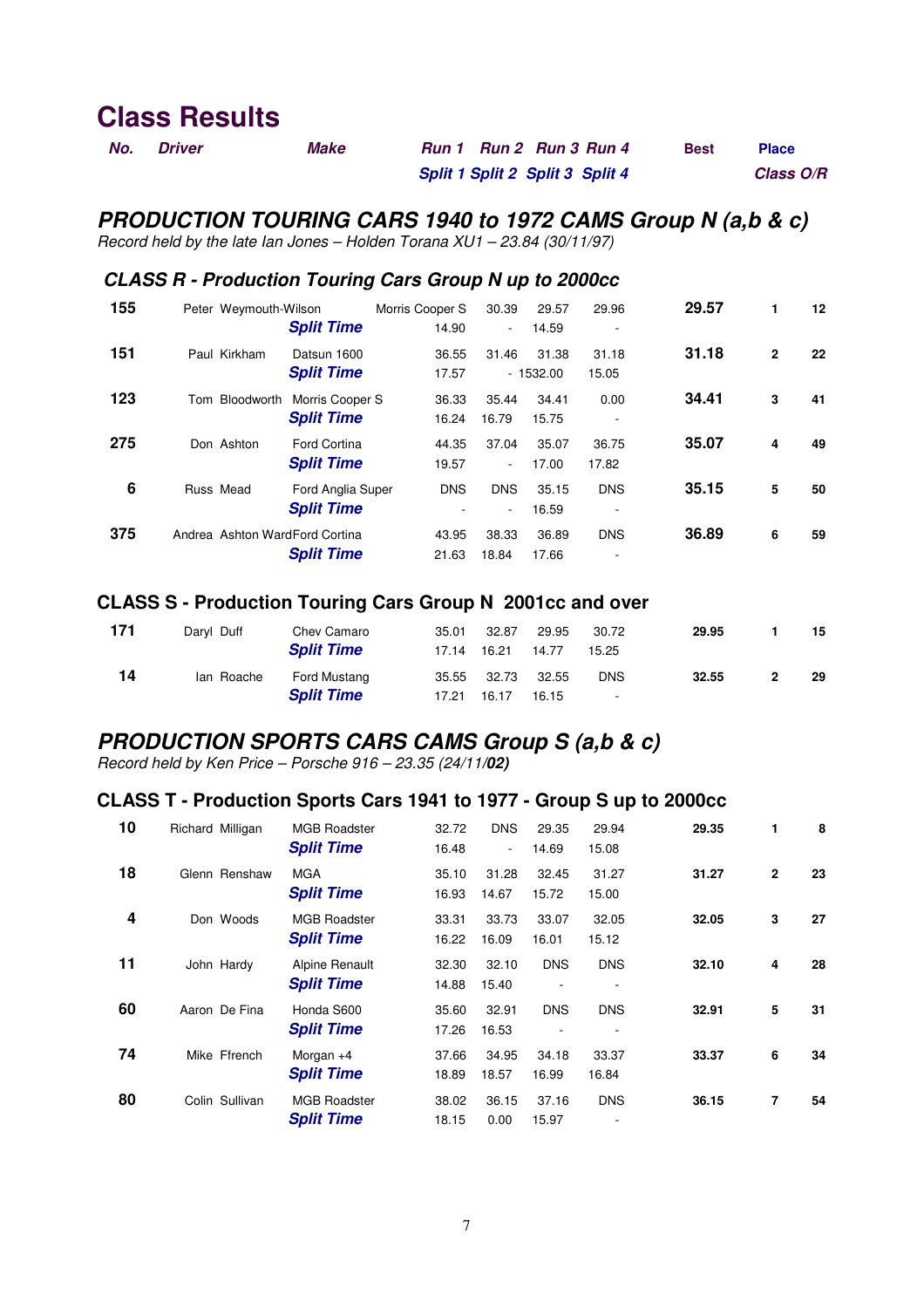# Class Results

| No. | Driver | Make | Run 1 / Split 1 | Run 2 / Split 2 | Run 3 / Split 3 | Run 4 / Split 4 | Best | Place Class | O/R |
|---|---|---|---|---|---|---|---|---|---|

## *PRODUCTION TOURING CARS 1940 to 1972 CAMS Group N (a,b & c)*

*Record held by the late Ian Jones – Holden Torana XU1 – 23.84 (30/11/97)*

### *CLASS R - Production Touring Cars Group N up to 2000cc*

| No. | Driver | Make | Run 1 / Split 1 | Run 2 / Split 2 | Run 3 / Split 3 | Run 4 / Split 4 | Best | Place Class | O/R |
|---|---|---|---|---|---|---|---|---|---|
| **155** | Peter Weymouth-Wilson | Morris Cooper S | 30.39 | 29.57 | 29.96 | | **29.57** | **1** | **12** |
| | | ***Split Time*** | 14.90 | - | 14.59 | - | | | |
| **151** | Paul Kirkham | Datsun 1600 | 36.55 | 31.46 | 31.38 | 31.18 | **31.18** | **2** | **22** |
| | | ***Split Time*** | 17.57 | - | 1532.00 | 15.05 | | | |
| **123** | Tom Bloodworth | Morris Cooper S | 36.33 | 35.44 | 34.41 | 0.00 | **34.41** | **3** | **41** |
| | | ***Split Time*** | 16.24 | 16.79 | 15.75 | - | | | |
| **275** | Don Ashton | Ford Cortina | 44.35 | 37.04 | 35.07 | 36.75 | **35.07** | **4** | **49** |
| | | ***Split Time*** | 19.57 | - | 17.00 | 17.82 | | | |
| **6** | Russ Mead | Ford Anglia Super | DNS | DNS | 35.15 | DNS | **35.15** | **5** | **50** |
| | | ***Split Time*** | - | - | 16.59 | - | | | |
| **375** | Andrea Ashton Ward | Ford Cortina | 43.95 | 38.33 | 36.89 | DNS | **36.89** | **6** | **59** |
| | | ***Split Time*** | 21.63 | 18.84 | 17.66 | - | | | |

### CLASS S - Production Touring Cars Group N 2001cc and over

| No. | Driver | Make | Run 1 / Split 1 | Run 2 / Split 2 | Run 3 / Split 3 | Run 4 / Split 4 | Best | Place Class | O/R |
|---|---|---|---|---|---|---|---|---|---|
| **171** | Daryl Duff | Chev Camaro | 35.01 | 32.87 | 29.95 | 30.72 | **29.95** | **1** | **15** |
| | | ***Split Time*** | 17.14 | 16.21 | 14.77 | 15.25 | | | |
| **14** | Ian Roache | Ford Mustang | 35.55 | 32.73 | 32.55 | DNS | **32.55** | **2** | **29** |
| | | ***Split Time*** | 17.21 | 16.17 | 16.15 | - | | | |

## *PRODUCTION SPORTS CARS CAMS Group S (a,b & c)*

*Record held by Ken Price – Porsche 916 – 23.35 (24/11/**02**)*

### CLASS T - Production Sports Cars 1941 to 1977 - Group S up to 2000cc

| No. | Driver | Make | Run 1 / Split 1 | Run 2 / Split 2 | Run 3 / Split 3 | Run 4 / Split 4 | Best | Place Class | O/R |
|---|---|---|---|---|---|---|---|---|---|
| **10** | Richard Milligan | MGB Roadster | 32.72 | DNS | 29.35 | 29.94 | **29.35** | **1** | **8** |
| | | ***Split Time*** | 16.48 | - | 14.69 | 15.08 | | | |
| **18** | Glenn Renshaw | MGA | 35.10 | 31.28 | 32.45 | 31.27 | **31.27** | **2** | **23** |
| | | ***Split Time*** | 16.93 | 14.67 | 15.72 | 15.00 | | | |
| **4** | Don Woods | MGB Roadster | 33.31 | 33.73 | 33.07 | 32.05 | **32.05** | **3** | **27** |
| | | ***Split Time*** | 16.22 | 16.09 | 16.01 | 15.12 | | | |
| **11** | John Hardy | Alpine Renault | 32.30 | 32.10 | DNS | DNS | **32.10** | **4** | **28** |
| | | ***Split Time*** | 14.88 | 15.40 | - | - | | | |
| **60** | Aaron De Fina | Honda S600 | 35.60 | 32.91 | DNS | DNS | **32.91** | **5** | **31** |
| | | ***Split Time*** | 17.26 | 16.53 | - | - | | | |
| **74** | Mike Ffrench | Morgan +4 | 37.66 | 34.95 | 34.18 | 33.37 | **33.37** | **6** | **34** |
| | | ***Split Time*** | 18.89 | 18.57 | 16.99 | 16.84 | | | |
| **80** | Colin Sullivan | MGB Roadster | 38.02 | 36.15 | 37.16 | DNS | **36.15** | **7** | **54** |
| | | ***Split Time*** | 18.15 | 0.00 | 15.97 | - | | | |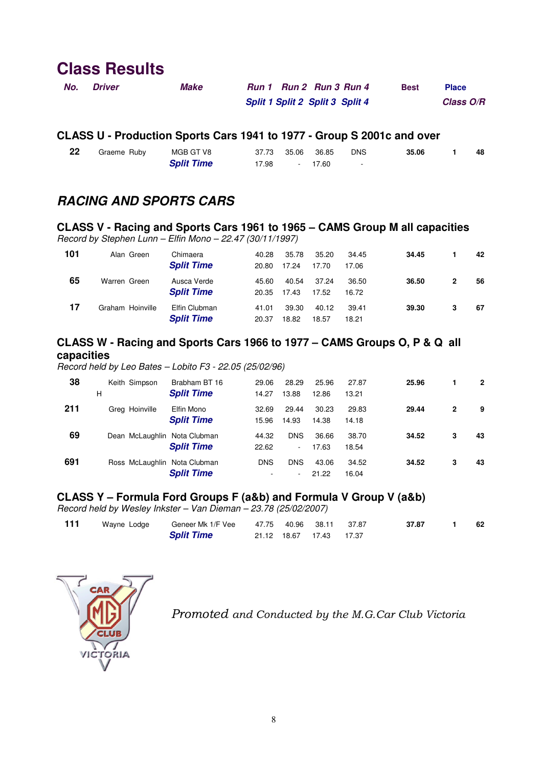# Class Results

| No. | Driver | Make | Run 1 / Split 1 | Run 2 / Split 2 | Run 3 / Split 3 | Run 4 / Split 4 | Best | Place Class | O/R |
|---|---|---|---|---|---|---|---|---|---|

## CLASS U - Production Sports Cars 1941 to 1977 - Group S 2001c and over

| No. | Driver | Make | Run 1 | Run 2 | Run 3 | Run 4 | Best | Class | O/R |
|---|---|---|---|---|---|---|---|---|---|
| 22 | Graeme Ruby | MGB GT V8 | 37.73 | 35.06 | 36.85 | DNS | 35.06 | 1 | 48 |
| | | ***Split Time*** | 17.98 | - | 17.60 | - | | | |

## *RACING AND SPORTS CARS*

### CLASS V - Racing and Sports Cars 1961 to 1965 – CAMS Group M all capacities

*Record by Stephen Lunn – Elfin Mono – 22.47 (30/11/1997)*

| No. | Driver | Make | Run 1 | Run 2 | Run 3 | Run 4 | Best | Class | O/R |
|---|---|---|---|---|---|---|---|---|---|
| 101 | Alan Green | Chimaera | 40.28 | 35.78 | 35.20 | 34.45 | 34.45 | 1 | 42 |
| | | ***Split Time*** | 20.80 | 17.24 | 17.70 | 17.06 | | | |
| 65 | Warren Green | Ausca Verde | 45.60 | 40.54 | 37.24 | 36.50 | 36.50 | 2 | 56 |
| | | ***Split Time*** | 20.35 | 17.43 | 17.52 | 16.72 | | | |
| 17 | Graham Hoinville | Elfin Clubman | 41.01 | 39.30 | 40.12 | 39.41 | 39.30 | 3 | 67 |
| | | ***Split Time*** | 20.37 | 18.82 | 18.57 | 18.21 | | | |

### CLASS W - Racing and Sports Cars 1966 to 1977 – CAMS Groups O, P & Q all capacities

*Record held by Leo Bates – Lobito F3 - 22.05 (25/02/96)*

| No. | Driver | Make | Run 1 | Run 2 | Run 3 | Run 4 | Best | Class | O/R |
|---|---|---|---|---|---|---|---|---|---|
| 38 | Keith Simpson H | Brabham BT 16 | 29.06 | 28.29 | 25.96 | 27.87 | 25.96 | 1 | 2 |
| | | ***Split Time*** | 14.27 | 13.88 | 12.86 | 13.21 | | | |
| 211 | Greg Hoinville | Elfin Mono | 32.69 | 29.44 | 30.23 | 29.83 | 29.44 | 2 | 9 |
| | | ***Split Time*** | 15.96 | 14.93 | 14.38 | 14.18 | | | |
| 69 | Dean McLaughlin | Nota Clubman | 44.32 | DNS | 36.66 | 38.70 | 34.52 | 3 | 43 |
| | | ***Split Time*** | 22.62 | - | 17.63 | 18.54 | | | |
| 691 | Ross McLaughlin | Nota Clubman | DNS | DNS | 43.06 | 34.52 | 34.52 | 3 | 43 |
| | | ***Split Time*** | - | - | 21.22 | 16.04 | | | |

### CLASS Y – Formula Ford Groups F (a&b) and Formula V Group V (a&b)

*Record held by Wesley Inkster – Van Dieman – 23.78 (25/02/2007)*

| No. | Driver | Make | Run 1 | Run 2 | Run 3 | Run 4 | Best | Class | O/R |
|---|---|---|---|---|---|---|---|---|---|
| 111 | Wayne Lodge | Geneer Mk 1/F Vee | 47.75 | 40.96 | 38.11 | 37.87 | 37.87 | 1 | 62 |
| | | ***Split Time*** | 21.12 | 18.67 | 17.43 | 17.37 | | | |

CAR MG CLUB VICTORIA

*Promoted and Conducted by the M.G.Car Club Victoria*